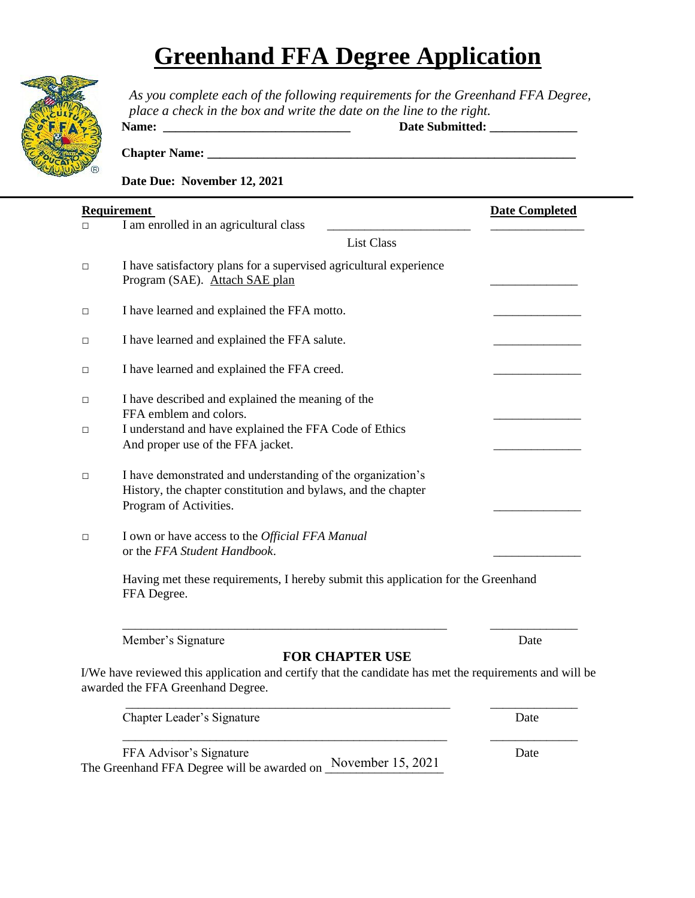# Greenhand FFA Degree Application

*As you complete each of the following requirements for the Greenhand FFA Degree, place a check in the box and write the date on the line to the right.*

**Name:** ______________________________ **Date Submitted:** ______________

**Chapter Name:** ____________________________________________________________

**Date Due: November 12, 2021**

| | **Requirement** | | **Date Completed** |
|---|---|---|---|
| □ | I am enrolled in an agricultural class | _______________________ (List Class) | _______________ |
| □ | I have satisfactory plans for a supervised agricultural experience Program (SAE). Attach SAE plan | | ______________ |
| □ | I have learned and explained the FFA motto. | | ______________ |
| □ | I have learned and explained the FFA salute. | | ______________ |
| □ | I have learned and explained the FFA creed. | | ______________ |
| □ | I have described and explained the meaning of the FFA emblem and colors. | | ______________ |
| □ | I understand and have explained the FFA Code of Ethics And proper use of the FFA jacket. | | ______________ |
| □ | I have demonstrated and understanding of the organization's History, the chapter constitution and bylaws, and the chapter Program of Activities. | | ______________ |
| □ | I own or have access to the *Official FFA Manual* or the *FFA Student Handbook*. | | ______________ |

Having met these requirements, I hereby submit this application for the Greenhand FFA Degree.

_____________________________________________________ ______________

Member's Signature Date

**FOR CHAPTER USE**

I/We have reviewed this application and certify that the candidate has met the requirements and will be awarded the FFA Greenhand Degree.

_____________________________________________________ ______________

Chapter Leader's Signature Date

_____________________________________________________ ______________

FFA Advisor's Signature Date

The Greenhand FFA Degree will be awarded on November 15, 2021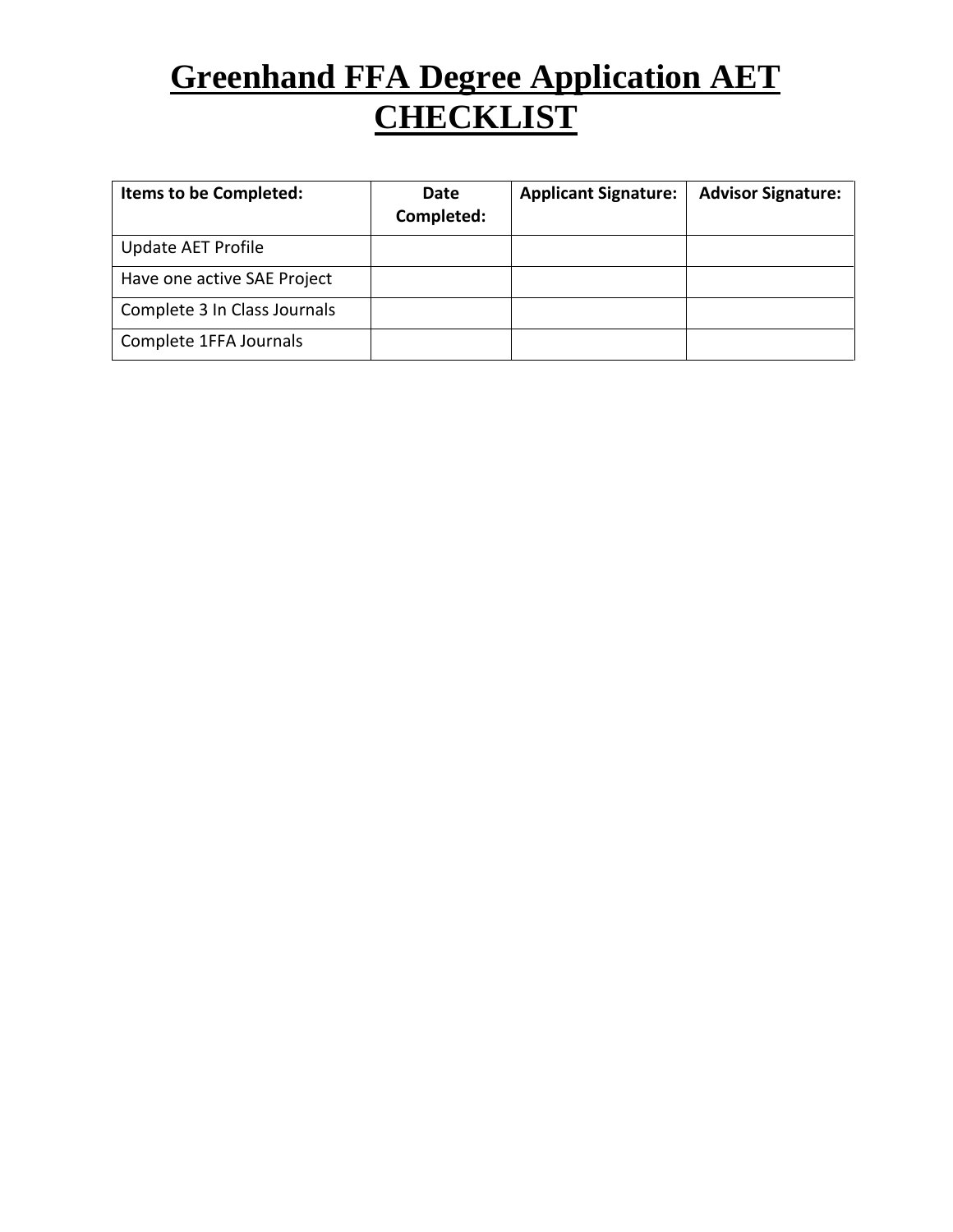# Greenhand FFA Degree Application AET CHECKLIST

| Items to be Completed: | Date Completed: | Applicant Signature: | Advisor Signature: |
|---|---|---|---|
| Update AET Profile | | | |
| Have one active SAE Project | | | |
| Complete 3 In Class Journals | | | |
| Complete 1FFA Journals | | | |